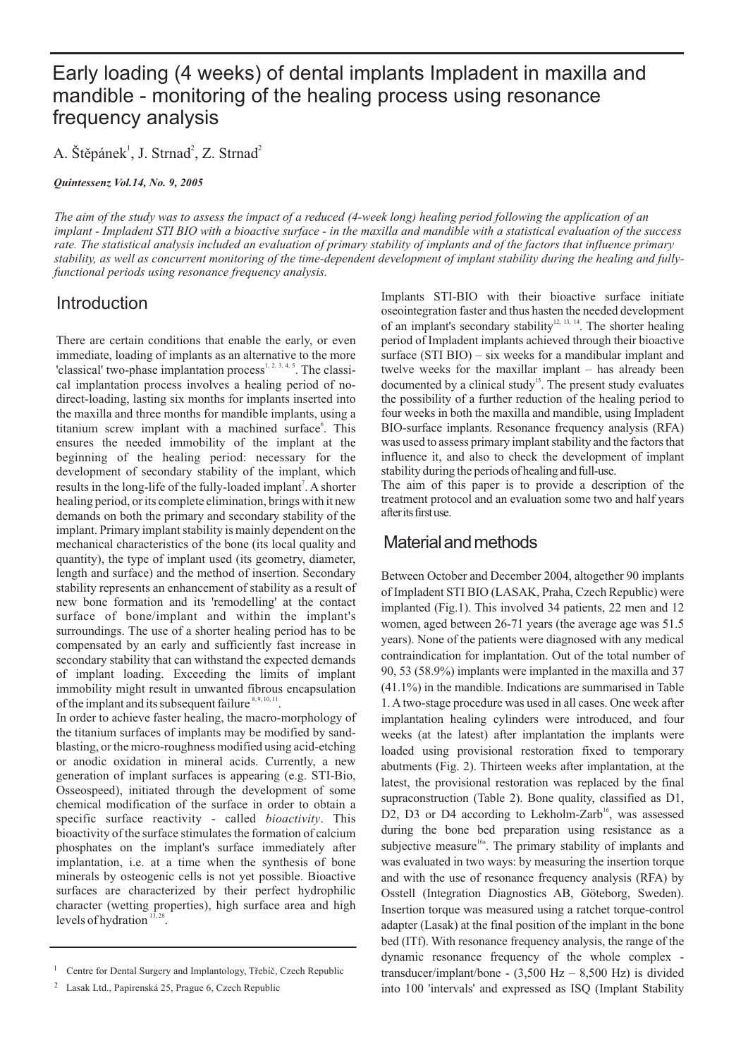# Early loading (4 weeks) of dental implants Impladent in maxilla and mandible - monitoring of the healing process using resonance frequency analysis

A. Štěpánek[1], J. Strnad[2], Z. Strnad[2]

***Quintessenz Vol.14, No. 9, 2005***

*The aim of the study was to assess the impact of a reduced (4-week long) healing period following the application of an implant - Impladent STI BIO with a bioactive surface - in the maxilla and mandible with a statistical evaluation of the success rate. The statistical analysis included an evaluation of primary stability of implants and of the factors that influence primary stability, as well as concurrent monitoring of the time-dependent development of implant stability during the healing and fully-functional periods using resonance frequency analysis.*

## Introduction

There are certain conditions that enable the early, or even immediate, loading of implants as an alternative to the more 'classical' two-phase implantation process[1, 2, 3, 4, 5]. The classical implantation process involves a healing period of no-direct-loading, lasting six months for implants inserted into the maxilla and three months for mandible implants, using a titanium screw implant with a machined surface[6]. This ensures the needed immobility of the implant at the beginning of the healing period: necessary for the development of secondary stability of the implant, which results in the long-life of the fully-loaded implant[7]. A shorter healing period, or its complete elimination, brings with it new demands on both the primary and secondary stability of the implant. Primary implant stability is mainly dependent on the mechanical characteristics of the bone (its local quality and quantity), the type of implant used (its geometry, diameter, length and surface) and the method of insertion. Secondary stability represents an enhancement of stability as a result of new bone formation and its 'remodelling' at the contact surface of bone/implant and within the implant's surroundings. The use of a shorter healing period has to be compensated by an early and sufficiently fast increase in secondary stability that can withstand the expected demands of implant loading. Exceeding the limits of implant immobility might result in unwanted fibrous encapsulation of the implant and its subsequent failure[8, 9, 10, 11].

In order to achieve faster healing, the macro-morphology of the titanium surfaces of implants may be modified by sand-blasting, or the micro-roughness modified using acid-etching or anodic oxidation in mineral acids. Currently, a new generation of implant surfaces is appearing (e.g. STI-Bio, Osseospeed), initiated through the development of some chemical modification of the surface in order to obtain a specific surface reactivity - called *bioactivity*. This bioactivity of the surface stimulates the formation of calcium phosphates on the implant's surface immediately after implantation, i.e. at a time when the synthesis of bone minerals by osteogenic cells is not yet possible. Bioactive surfaces are characterized by their perfect hydrophilic character (wetting properties), high surface area and high levels of hydration[13, 28].

Implants STI-BIO with their bioactive surface initiate oseointegration faster and thus hasten the needed development of an implant's secondary stability[12, 13, 14]. The shorter healing period of Impladent implants achieved through their bioactive surface (STI BIO) – six weeks for a mandibular implant and twelve weeks for the maxillar implant – has already been documented by a clinical study[15]. The present study evaluates the possibility of a further reduction of the healing period to four weeks in both the maxilla and mandible, using Impladent BIO-surface implants. Resonance frequency analysis (RFA) was used to assess primary implant stability and the factors that influence it, and also to check the development of implant stability during the periods of healing and full-use.

The aim of this paper is to provide a description of the treatment protocol and an evaluation some two and half years after its first use.

## Material and methods

Between October and December 2004, altogether 90 implants of Impladent STI BIO (LASAK, Praha, Czech Republic) were implanted (Fig.1). This involved 34 patients, 22 men and 12 women, aged between 26-71 years (the average age was 51.5 years). None of the patients were diagnosed with any medical contraindication for implantation. Out of the total number of 90, 53 (58.9%) implants were implanted in the maxilla and 37 (41.1%) in the mandible. Indications are summarised in Table 1. A two-stage procedure was used in all cases. One week after implantation healing cylinders were introduced, and four weeks (at the latest) after implantation the implants were loaded using provisional restoration fixed to temporary abutments (Fig. 2). Thirteen weeks after implantation, at the latest, the provisional restoration was replaced by the final supraconstruction (Table 2). Bone quality, classified as D1, D2, D3 or D4 according to Lekholm-Zarb[16], was assessed during the bone bed preparation using resistance as a subjective measure[16a]. The primary stability of implants and was evaluated in two ways: by measuring the insertion torque and with the use of resonance frequency analysis (RFA) by Osstell (Integration Diagnostics AB, Göteborg, Sweden). Insertion torque was measured using a ratchet torque-control adapter (Lasak) at the final position of the implant in the bone bed (ITf). With resonance frequency analysis, the range of the dynamic resonance frequency of the whole complex - transducer/implant/bone - (3,500 Hz – 8,500 Hz) is divided into 100 'intervals' and expressed as ISQ (Implant Stability

[1] Centre for Dental Surgery and Implantology, Třebíč, Czech Republic

[2] Lasak Ltd., Papírenská 25, Prague 6, Czech Republic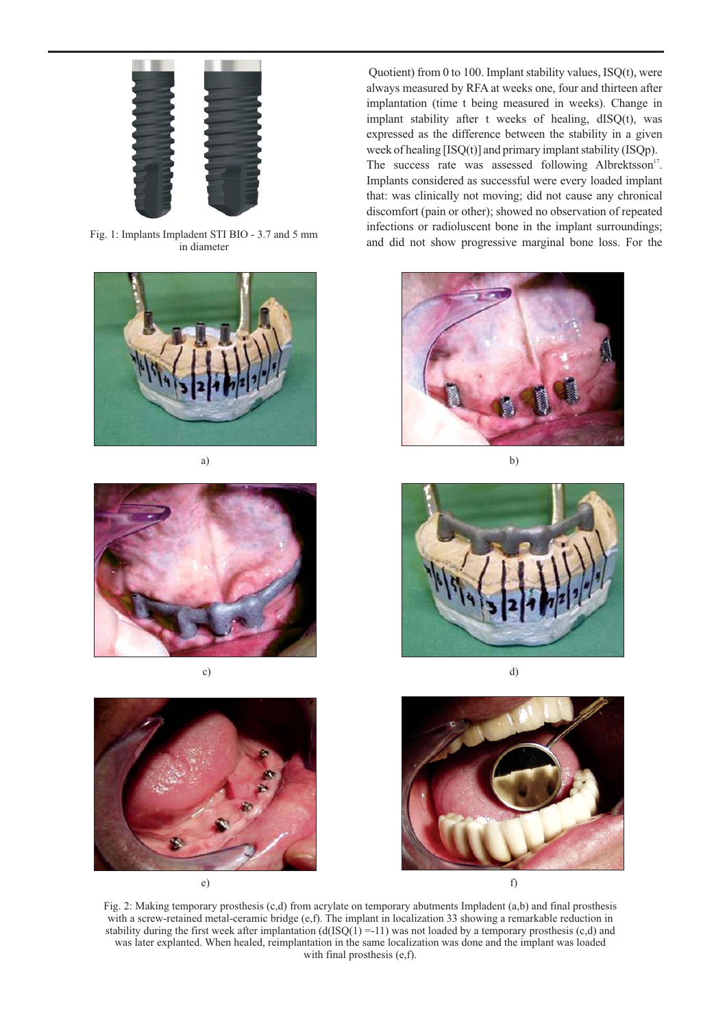Fig. 1: Implants Impladent STI BIO - 3.7 and 5 mm in diameter

Quotient) from 0 to 100. Implant stability values, ISQ(t), were always measured by RFA at weeks one, four and thirteen after implantation (time t being measured in weeks). Change in implant stability after t weeks of healing, dISQ(t), was expressed as the difference between the stability in a given week of healing [ISQ(t)] and primary implant stability (ISQp). The success rate was assessed following Albrektsson[17]. Implants considered as successful were every loaded implant that: was clinically not moving; did not cause any chronical discomfort (pain or other); showed no observation of repeated infections or radioluscent bone in the implant surroundings; and did not show progressive marginal bone loss. For the

a)

b)

c)

d)

e)

f)

Fig. 2: Making temporary prosthesis (c,d) from acrylate on temporary abutments Impladent (a,b) and final prosthesis with a screw-retained metal-ceramic bridge (e,f). The implant in localization 33 showing a remarkable reduction in stability during the first week after implantation (d(ISQ(1) =-11) was not loaded by a temporary prosthesis (c,d) and was later explanted. When healed, reimplantation in the same localization was done and the implant was loaded with final prosthesis (e,f).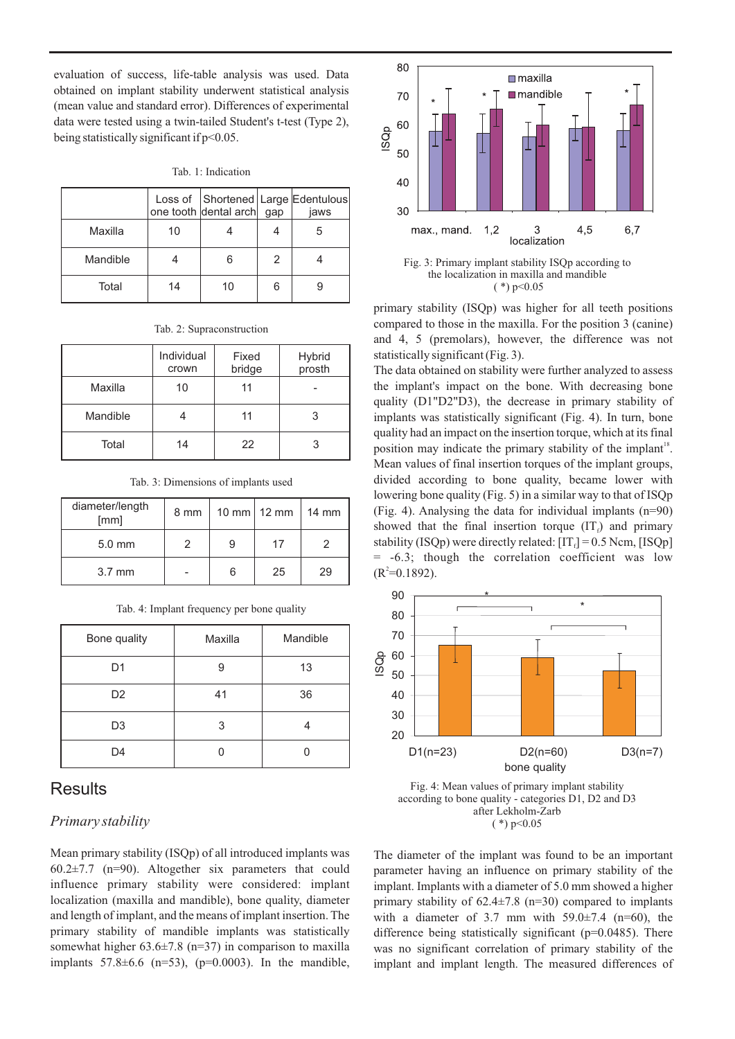evaluation of success, life-table analysis was used. Data obtained on implant stability underwent statistical analysis (mean value and standard error). Differences of experimental data were tested using a twin-tailed Student's t-test (Type 2), being statistically significant if p<0.05.

Tab. 1: Indication

| | Loss of one tooth | Shortened dental arch | Large gap | Edentulous jaws |
|---|---|---|---|---|
| Maxilla | 10 | 4 | 4 | 5 |
| Mandible | 4 | 6 | 2 | 4 |
| Total | 14 | 10 | 6 | 9 |

Tab. 2: Supraconstruction

| | Individual crown | Fixed bridge | Hybrid prosth |
|---|---|---|---|
| Maxilla | 10 | 11 | - |
| Mandible | 4 | 11 | 3 |
| Total | 14 | 22 | 3 |

Tab. 3: Dimensions of implants used

| diameter/length [mm] | 8 mm | 10 mm | 12 mm | 14 mm |
|---|---|---|---|---|
| 5.0 mm | 2 | 9 | 17 | 2 |
| 3.7 mm | - | 6 | 25 | 29 |

Tab. 4: Implant frequency per bone quality

| Bone quality | Maxilla | Mandible |
|---|---|---|
| D1 | 9 | 13 |
| D2 | 41 | 36 |
| D3 | 3 | 4 |
| D4 | 0 | 0 |

## Results

### *Primary stability*

Mean primary stability (ISQp) of all introduced implants was 60.2±7.7 (n=90). Altogether six parameters that could influence primary stability were considered: implant localization (maxilla and mandible), bone quality, diameter and length of implant, and the means of implant insertion. The primary stability of mandible implants was statistically somewhat higher 63.6±7.8 (n=37) in comparison to maxilla implants 57.8±6.6 (n=53), (p=0.0003). In the mandible, primary stability (ISQp) was higher for all teeth positions compared to those in the maxilla. For the position 3 (canine) and 4, 5 (premolars), however, the difference was not statistically significant (Fig. 3).

Fig. 3: Primary implant stability ISQp according to the localization in maxilla and mandible ( *) p<0.05

The data obtained on stability were further analyzed to assess the implant's impact on the bone. With decreasing bone quality (D1"D2"D3), the decrease in primary stability of implants was statistically significant (Fig. 4). In turn, bone quality had an impact on the insertion torque, which at its final position may indicate the primary stability of the implant[18]. Mean values of final insertion torques of the implant groups, divided according to bone quality, became lower with lowering bone quality (Fig. 5) in a similar way to that of ISQp (Fig. 4). Analysing the data for individual implants (n=90) showed that the final insertion torque ($IT_f$) and primary stability (ISQp) were directly related: [$IT_f$] = 0.5 Ncm, [ISQp] = -6.3; though the correlation coefficient was low ($R^2$=0.1892).

Fig. 4: Mean values of primary implant stability according to bone quality - categories D1, D2 and D3 after Lekholm-Zarb ( *) p<0.05

The diameter of the implant was found to be an important parameter having an influence on primary stability of the implant. Implants with a diameter of 5.0 mm showed a higher primary stability of 62.4±7.8 (n=30) compared to implants with a diameter of 3.7 mm with 59.0±7.4 (n=60), the difference being statistically significant (p=0.0485). There was no significant correlation of primary stability of the implant and implant length. The measured differences of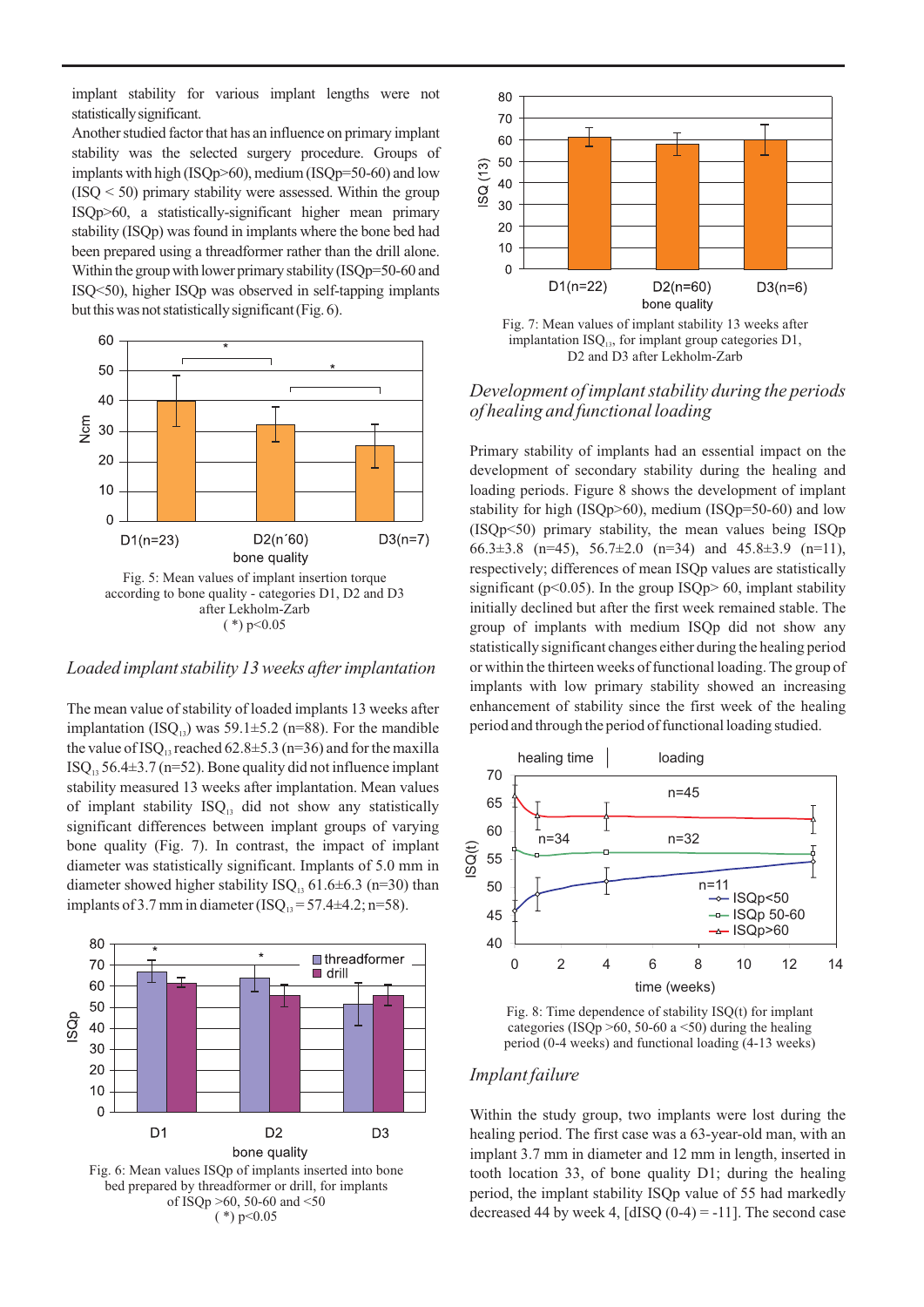implant stability for various implant lengths were not statistically significant.

Another studied factor that has an influence on primary implant stability was the selected surgery procedure. Groups of implants with high (ISQp>60), medium (ISQp=50-60) and low (ISQ < 50) primary stability were assessed. Within the group ISQp>60, a statistically-significant higher mean primary stability (ISQp) was found in implants where the bone bed had been prepared using a threadformer rather than the drill alone. Within the group with lower primary stability (ISQp=50-60 and ISQ<50), higher ISQp was observed in self-tapping implants but this was not statistically significant (Fig. 6).

Fig. 5: Mean values of implant insertion torque according to bone quality - categories D1, D2 and D3 after Lekholm-Zarb
( *) p<0.05

### *Loaded implant stability 13 weeks after implantation*

The mean value of stability of loaded implants 13 weeks after implantation ($ISQ_{13}$) was 59.1±5.2 (n=88). For the mandible the value of $ISQ_{13}$ reached 62.8±5.3 (n=36) and for the maxilla $ISQ_{13}$ 56.4±3.7 (n=52). Bone quality did not influence implant stability measured 13 weeks after implantation. Mean values of implant stability $ISQ_{13}$ did not show any statistically significant differences between implant groups of varying bone quality (Fig. 7). In contrast, the impact of implant diameter was statistically significant. Implants of 5.0 mm in diameter showed higher stability $ISQ_{13}$ 61.6±6.3 (n=30) than implants of 3.7 mm in diameter ($ISQ_{13}$ = 57.4±4.2; n=58).

Fig. 6: Mean values ISQp of implants inserted into bone bed prepared by threadformer or drill, for implants of ISQp >60, 50-60 and <50
( *) p<0.05

Fig. 7: Mean values of implant stability 13 weeks after implantation $ISQ_{13}$, for implant group categories D1, D2 and D3 after Lekholm-Zarb

### *Development of implant stability during the periods of healing and functional loading*

Primary stability of implants had an essential impact on the development of secondary stability during the healing and loading periods. Figure 8 shows the development of implant stability for high (ISQp>60), medium (ISQp=50-60) and low (ISQp<50) primary stability, the mean values being ISQp 66.3±3.8 (n=45), 56.7±2.0 (n=34) and 45.8±3.9 (n=11), respectively; differences of mean ISQp values are statistically significant ($p<0.05$). In the group ISQp> 60, implant stability initially declined but after the first week remained stable. The group of implants with medium ISQp did not show any statistically significant changes either during the healing period or within the thirteen weeks of functional loading. The group of implants with low primary stability showed an increasing enhancement of stability since the first week of the healing period and through the period of functional loading studied.

Fig. 8: Time dependence of stability ISQ(t) for implant categories (ISQp >60, 50-60 a <50) during the healing period (0-4 weeks) and functional loading (4-13 weeks)

### *Implant failure*

Within the study group, two implants were lost during the healing period. The first case was a 63-year-old man, with an implant 3.7 mm in diameter and 12 mm in length, inserted in tooth location 33, of bone quality D1; during the healing period, the implant stability ISQp value of 55 had markedly decreased 44 by week 4, [dISQ (0-4) = -11]. The second case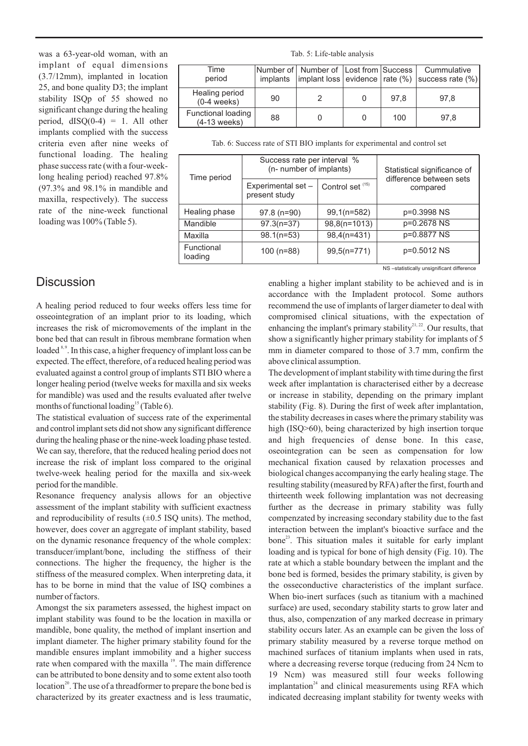was a 63-year-old woman, with an implant of equal dimensions (3.7/12mm), implanted in location 25, and bone quality D3; the implant stability ISQp of 55 showed no significant change during the healing period, dISQ(0-4) = 1. All other implants complied with the success criteria even after nine weeks of functional loading. The healing phase success rate (with a four-week-long healing period) reached 97.8% (97.3% and 98.1% in mandible and maxilla, respectively). The success rate of the nine-week functional loading was 100% (Table 5).

Tab. 5: Life-table analysis

| Time period | Number of implants | Number of implant loss | Lost from evidence | Success rate (%) | Cummulative success rate (%) |
|---|---|---|---|---|---|
| Healing period (0-4 weeks) | 90 | 2 | 0 | 97,8 | 97,8 |
| Functional loading (4-13 weeks) | 88 | 0 | 0 | 100 | 97,8 |

Tab. 6: Success rate of STI BIO implants for experimental and control set

| Time period | Success rate per interval % (n- number of implants) | | Statistical significance of difference between sets compared |
|---|---|---|---|
| | Experimental set – present study | Control set [15] | |
| Healing phase | 97.8 (n=90) | 99,1(n=582) | p=0.3998 NS |
| Mandible | 97.3(n=37) | 98,8(n=1013) | p=0.2678 NS |
| Maxilla | 98.1(n=53) | 98,4(n=431) | p=0.8877 NS |
| Functional loading | 100 (n=88) | 99,5(n=771) | p=0.5012 NS |

NS –statistically unsignificant difference

## Discussion

A healing period reduced to four weeks offers less time for osseointegration of an implant prior to its loading, which increases the risk of micromovements of the implant in the bone bed that can result in fibrous membrane formation when loaded [8,9]. In this case, a higher frequency of implant loss can be expected. The effect, therefore, of a reduced healing period was evaluated against a control group of implants STI BIO where a longer healing period (twelve weeks for maxilla and six weeks for mandible) was used and the results evaluated after twelve months of functional loading[15] (Table 6).

The statistical evaluation of success rate of the experimental and control implant sets did not show any significant difference during the healing phase or the nine-week loading phase tested. We can say, therefore, that the reduced healing period does not increase the risk of implant loss compared to the original twelve-week healing period for the maxilla and six-week period for the mandible.

Resonance frequency analysis allows for an objective assessment of the implant stability with sufficient exactness and reproducibility of results (±0.5 ISQ units). The method, however, does cover an aggregate of implant stability, based on the dynamic resonance frequency of the whole complex: transducer/implant/bone, including the stiffness of their connections. The higher the frequency, the higher is the stiffness of the measured complex. When interpreting data, it has to be borne in mind that the value of ISQ combines a number of factors.

Amongst the six parameters assessed, the highest impact on implant stability was found to be the location in maxilla or mandible, bone quality, the method of implant insertion and implant diameter. The higher primary stability found for the mandible ensures implant immobility and a higher success rate when compared with the maxilla [19]. The main difference can be attributed to bone density and to some extent also tooth location[20]. The use of a threadformer to prepare the bone bed is characterized by its greater exactness and is less traumatic, enabling a higher implant stability to be achieved and is in accordance with the Impladent protocol. Some authors recommend the use of implants of larger diameter to deal with compromised clinical situations, with the expectation of enhancing the implant's primary stability[21,22]. Our results, that show a significantly higher primary stability for implants of 5 mm in diameter compared to those of 3.7 mm, confirm the above clinical assumption.

The development of implant stability with time during the first week after implantation is characterised either by a decrease or increase in stability, depending on the primary implant stability (Fig. 8). During the first of week after implantation, the stability decreases in cases where the primary stability was high (ISQ>60), being characterized by high insertion torque and high frequencies of dense bone. In this case, oseointegration can be seen as compensation for low mechanical fixation caused by relaxation processes and biological changes accompanying the early healing stage. The resulting stability (measured by RFA) after the first, fourth and thirteenth week following implantation was not decreasing further as the decrease in primary stability was fully compenzated by increasing secondary stability due to the fast interaction between the implant's bioactive surface and the bone[23]. This situation males it suitable for early implant loading and is typical for bone of high density (Fig. 10). The rate at which a stable boundary between the implant and the bone bed is formed, besides the primary stability, is given by the osseconductive characteristics of the implant surface. When bio-inert surfaces (such as titanium with a machined surface) are used, secondary stability starts to grow later and thus, also, compenzation of any marked decrease in primary stability occurs later. As an example can be given the loss of primary stability measured by a reverse torque method on machined surfaces of titanium implants when used in rats, where a decreasing reverse torque (reducing from 24 Ncm to 19 Ncm) was measured still four weeks following implantation[24] and clinical measurements using RFA which indicated decreasing implant stability for twenty weeks with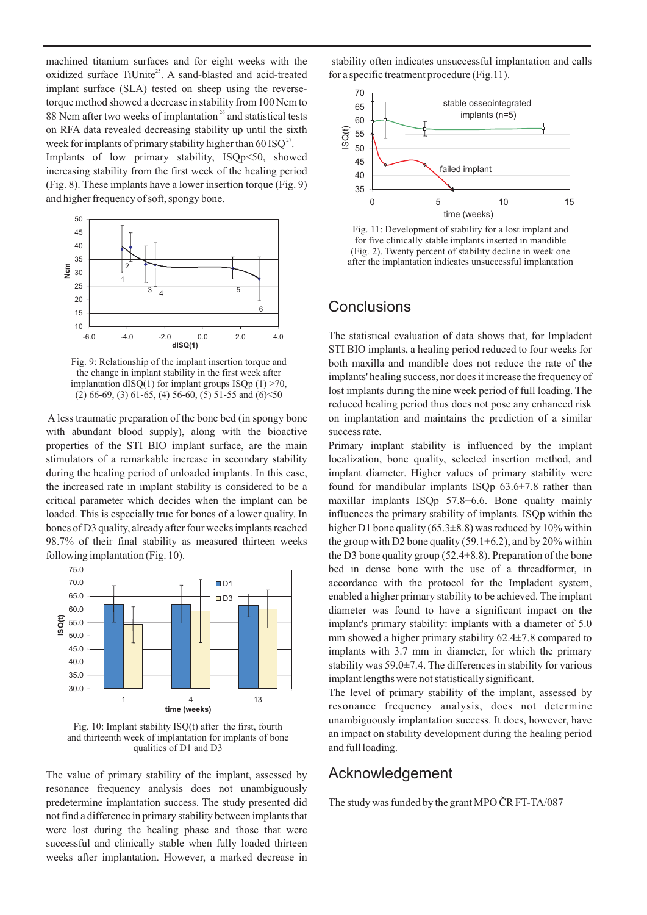machined titanium surfaces and for eight weeks with the oxidized surface TiUnite[25]. A sand-blasted and acid-treated implant surface (SLA) tested on sheep using the reverse-torque method showed a decrease in stability from 100 Ncm to 88 Ncm after two weeks of implantation[26] and statistical tests on RFA data revealed decreasing stability up until the sixth week for implants of primary stability higher than 60 ISQ[27]. Implants of low primary stability, ISQp<50, showed increasing stability from the first week of the healing period (Fig. 8). These implants have a lower insertion torque (Fig. 9) and higher frequency of soft, spongy bone.

Fig. 9: Relationship of the implant insertion torque and the change in implant stability in the first week after implantation dISQ(1) for implant groups ISQp (1) >70, (2) 66-69, (3) 61-65, (4) 56-60, (5) 51-55 and (6)<50

A less traumatic preparation of the bone bed (in spongy bone with abundant blood supply), along with the bioactive properties of the STI BIO implant surface, are the main stimulators of a remarkable increase in secondary stability during the healing period of unloaded implants. In this case, the increased rate in implant stability is considered to be a critical parameter which decides when the implant can be loaded. This is especially true for bones of a lower quality. In bones of D3 quality, already after four weeks implants reached 98.7% of their final stability as measured thirteen weeks following implantation (Fig. 10).

Fig. 10: Implant stability ISQ(t) after the first, fourth and thirteenth week of implantation for implants of bone qualities of D1 and D3

The value of primary stability of the implant, assessed by resonance frequency analysis does not unambiguously predetermine implantation success. The study presented did not find a difference in primary stability between implants that were lost during the healing phase and those that were successful and clinically stable when fully loaded thirteen weeks after implantation. However, a marked decrease in stability often indicates unsuccessful implantation and calls for a specific treatment procedure (Fig. 11).

Fig. 11: Development of stability for a lost implant and for five clinically stable implants inserted in mandible (Fig. 2). Twenty percent of stability decline in week one after the implantation indicates unsuccessful implantation

## Conclusions

The statistical evaluation of data shows that, for Impladent STI BIO implants, a healing period reduced to four weeks for both maxilla and mandible does not reduce the rate of the implants' healing success, nor does it increase the frequency of lost implants during the nine week period of full loading. The reduced healing period thus does not pose any enhanced risk on implantation and maintains the prediction of a similar success rate.

Primary implant stability is influenced by the implant localization, bone quality, selected insertion method, and implant diameter. Higher values of primary stability were found for mandibular implants ISQp 63.6±7.8 rather than maxillar implants ISQp 57.8±6.6. Bone quality mainly influences the primary stability of implants. ISQp within the higher D1 bone quality (65.3±8.8) was reduced by 10% within the group with D2 bone quality (59.1±6.2), and by 20% within the D3 bone quality group (52.4±8.8). Preparation of the bone bed in dense bone with the use of a threadformer, in accordance with the protocol for the Impladent system, enabled a higher primary stability to be achieved. The implant diameter was found to have a significant impact on the implant's primary stability: implants with a diameter of 5.0 mm showed a higher primary stability 62.4±7.8 compared to implants with 3.7 mm in diameter, for which the primary stability was 59.0±7.4. The differences in stability for various implant lengths were not statistically significant.

The level of primary stability of the implant, assessed by resonance frequency analysis, does not determine unambiguously implantation success. It does, however, have an impact on stability development during the healing period and full loading.

## Acknowledgement

The study was funded by the grant MPO ČR FT-TA/087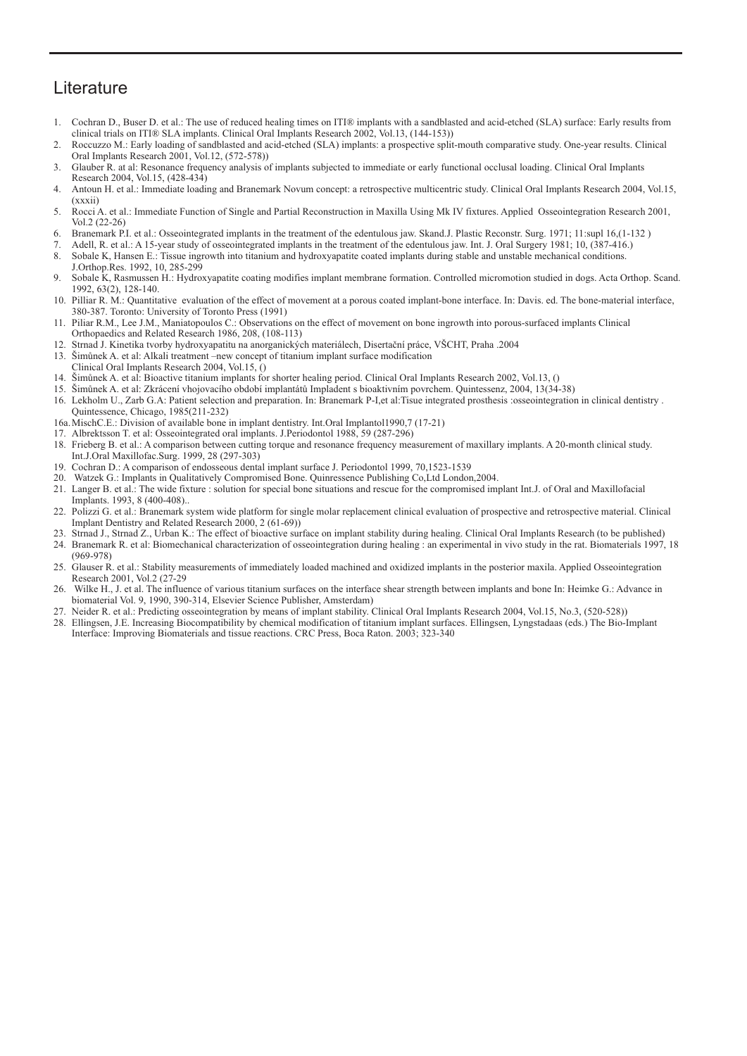# Literature

1. Cochran D., Buser D. et al.: The use of reduced healing times on ITI® implants with a sandblasted and acid-etched (SLA) surface: Early results from clinical trials on ITI® SLA implants. Clinical Oral Implants Research 2002, Vol.13, (144-153))
2. Roccuzzo M.: Early loading of sandblasted and acid-etched (SLA) implants: a prospective split-mouth comparative study. One-year results. Clinical Oral Implants Research 2001, Vol.12, (572-578))
3. Glauber R. at al: Resonance frequency analysis of implants subjected to immediate or early functional occlusal loading. Clinical Oral Implants Research 2004, Vol.15, (428-434)
4. Antoun H. et al.: Immediate loading and Branemark Novum concept: a retrospective multicentric study. Clinical Oral Implants Research 2004, Vol.15, (xxxii)
5. Rocci A. et al.: Immediate Function of Single and Partial Reconstruction in Maxilla Using Mk IV fixtures. Applied Osseointegration Research 2001, Vol.2 (22-26)
6. Branemark P.I. et al.: Osseointegrated implants in the treatment of the edentulous jaw. Skand.J. Plastic Reconstr. Surg. 1971; 11:supl 16,(1-132 )
7. Adell, R. et al.: A 15-year study of osseointegrated implants in the treatment of the edentulous jaw. Int. J. Oral Surgery 1981; 10, (387-416.)
8. Sobale K, Hansen E.: Tissue ingrowth into titanium and hydroxyapatite coated implants during stable and unstable mechanical conditions. J.Orthop.Res. 1992, 10, 285-299
9. Sobale K, Rasmussen H.: Hydroxyapatite coating modifies implant membrane formation. Controlled micromotion studied in dogs. Acta Orthop. Scand. 1992, 63(2), 128-140.
10. Pilliar R. M.: Quantitative evaluation of the effect of movement at a porous coated implant-bone interface. In: Davis. ed. The bone-material interface, 380-387. Toronto: University of Toronto Press (1991)
11. Piliar R.M., Lee J.M., Maniatopoulos C.: Observations on the effect of movement on bone ingrowth into porous-surfaced implants Clinical Orthopaedics and Related Research 1986, 208, (108-113)
12. Strnad J. Kinetika tvorby hydroxyapatitu na anorganických materiálech, Disertační práce, VŠCHT, Praha .2004
13. Šimůnek A. et al: Alkali treatment –new concept of titanium implant surface modification Clinical Oral Implants Research 2004, Vol.15, ()
14. Šimůnek A. et al: Bioactive titanium implants for shorter healing period. Clinical Oral Implants Research 2002, Vol.13, ()
15. Šimůnek A. et al: Zkrácení vhojovacího období implantátů Impladent s bioaktivním povrchem. Quintessenz, 2004, 13(34-38)
16. Lekholm U., Zarb G.A: Patient selection and preparation. In: Branemark P-I,et al:Tisue integrated prosthesis :osseointegration in clinical dentistry . Quintessence, Chicago, 1985(211-232)

16a. MischC.E.: Division of available bone in implant dentistry. Int.Oral Implantol1990,7 (17-21)

17. Albrektsson T. et al: Osseointegrated oral implants. J.Periodontol 1988, 59 (287-296)
18. Frieberg B. et al.: A comparison between cutting torque and resonance frequency measurement of maxillary implants. A 20-month clinical study. Int.J.Oral Maxillofac.Surg. 1999, 28 (297-303)
19. Cochran D.: A comparison of endosseous dental implant surface J. Periodontol 1999, 70,1523-1539
20. Watzek G.: Implants in Qualitatively Compromised Bone. Quinressence Publishing Co,Ltd London,2004.
21. Langer B. et al.: The wide fixture : solution for special bone situations and rescue for the compromised implant Int.J. of Oral and Maxillofacial Implants. 1993, 8 (400-408)..
22. Polizzi G. et al.: Branemark system wide platform for single molar replacement clinical evaluation of prospective and retrospective material. Clinical Implant Dentistry and Related Research 2000, 2 (61-69))
23. Strnad J., Strnad Z., Urban K.: The effect of bioactive surface on implant stability during healing. Clinical Oral Implants Research (to be published)
24. Branemark R. et al: Biomechanical characterization of osseointegration during healing : an experimental in vivo study in the rat. Biomaterials 1997, 18 (969-978)
25. Glauser R. et al.: Stability measurements of immediately loaded machined and oxidized implants in the posterior maxila. Applied Osseointegration Research 2001, Vol.2 (27-29
26. Wilke H., J. et al. The influence of various titanium surfaces on the interface shear strength between implants and bone In: Heimke G.: Advance in biomaterial Vol. 9, 1990, 390-314, Elsevier Science Publisher, Amsterdam)
27. Neider R. et al.: Predicting osseointegration by means of implant stability. Clinical Oral Implants Research 2004, Vol.15, No.3, (520-528))
28. Ellingsen, J.E. Increasing Biocompatibility by chemical modification of titanium implant surfaces. Ellingsen, Lyngstadaas (eds.) The Bio-Implant Interface: Improving Biomaterials and tissue reactions. CRC Press, Boca Raton. 2003; 323-340